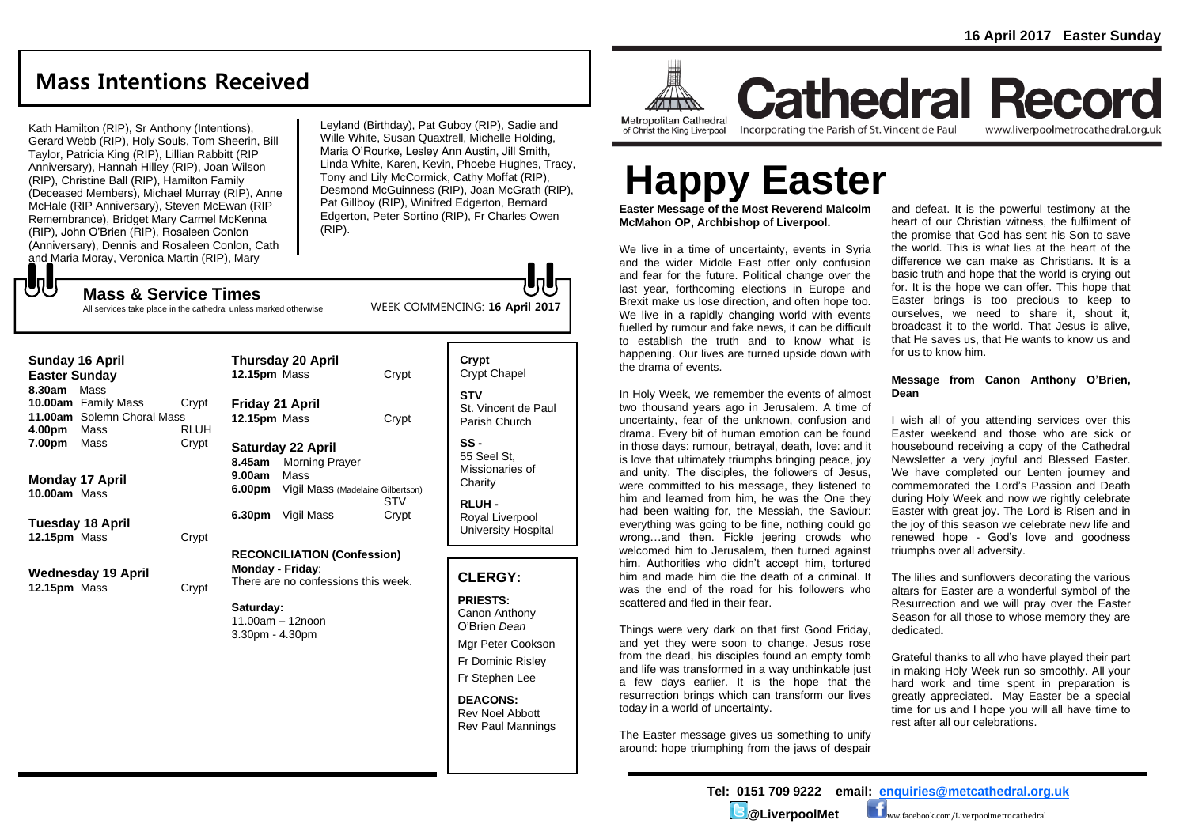## Mass Intentions Received

Kath Hamilton (RIP), Sr Anthony (Intentions), Gerard Webb (RIP), Holy Souls, Tom Sheerin, Bill Taylor, Patricia King (RIP), Lillian Rabbitt (RIP Anniversary), Hannah Hilley (RIP), Joan Wilson (RIP), Christine Ball (RIP), Hamilton Family (Deceased Members), Michael Murray (RIP), Anne McHale (RIP Anniversary), Steven McEwan (RIP Remembrance), Bridget Mary Carmel McKenna (RIP), John O'Brien (RIP), Rosaleen Conlon (Anniversary), Dennis and Rosaleen Conlon, Cath and Maria Moray, Veronica Martin (RIP), Mary Leyland (Birthday), Pat Guboy (RIP), Sadie and Wille White, Susan Quaxtrell, Michelle Holding, Maria O'Rourke, Lesley Ann Austin, Jill Smith, Linda White, Karen, Kevin, Phoebe Hughes, Tracy, Tony and Lily McCormick, Cathy Moffat (RIP), Desmond McGuinness (RIP), Joan McGrath (RIP), Pat Gillboy (RIP), Winifred Edgerton, Bernard Edgerton, Peter Sortino (RIP), Fr Charles Owen (RIP).

### Mass & Service Times

All services take place in the cathedral unless marked otherwise

WEEK COMMENCING: **16 April 2017**

**Sunday 16 April**
**Easter Sunday**
**8.30am** Mass
**10.00am** Family Mass — Crypt
**11.00am** Solemn Choral Mass
**4.00pm** Mass — RLUH
**7.00pm** Mass — Crypt

**Monday 17 April**
**10.00am** Mass

**Tuesday 18 April**
**12.15pm** Mass — Crypt

**Wednesday 19 April**
**12.15pm** Mass — Crypt

**Thursday 20 April**
**12.15pm** Mass — Crypt

**Friday 21 April**
**12.15pm** Mass — Crypt

**Saturday 22 April**
**8.45am** Morning Prayer
**9.00am** Mass
**6.00pm** Vigil Mass (Madelaine Gilbertson) — STV
**6.30pm** Vigil Mass — Crypt

**RECONCILIATION (Confession)**
**Monday - Friday**:
There are no confessions this week.

**Saturday:**
11.00am – 12noon
3.30pm - 4.30pm

**Crypt**
Crypt Chapel

**STV**
St. Vincent de Paul Parish Church

**SS -**
55 Seel St, Missionaries of Charity

**RLUH -**
Royal Liverpool University Hospital

### CLERGY:

**PRIESTS:**
Canon Anthony O'Brien *Dean*
Mgr Peter Cookson
Fr Dominic Risley
Fr Stephen Lee

**DEACONS:**
Rev Noel Abbott
Rev Paul Mannings

16 April 2017 Easter Sunday

Metropolitan Cathedral of Christ the King Liverpool

# Cathedral Record

Incorporating the Parish of St. Vincent de Paul

www.liverpoolmetrocathedral.org.uk

# Happy Easter

**Easter Message of the Most Reverend Malcolm McMahon OP, Archbishop of Liverpool.**

We live in a time of uncertainty, events in Syria and the wider Middle East offer only confusion and fear for the future. Political change over the last year, forthcoming elections in Europe and Brexit make us lose direction, and often hope too. We live in a rapidly changing world with events fuelled by rumour and fake news, it can be difficult to establish the truth and to know what is happening. Our lives are turned upside down with the drama of events.

In Holy Week, we remember the events of almost two thousand years ago in Jerusalem. A time of uncertainty, fear of the unknown, confusion and drama. Every bit of human emotion can be found in those days: rumour, betrayal, death, love: and it is love that ultimately triumphs bringing peace, joy and unity. The disciples, the followers of Jesus, were committed to his message, they listened to him and learned from him, he was the One they had been waiting for, the Messiah, the Saviour: everything was going to be fine, nothing could go wrong…and then. Fickle jeering crowds who welcomed him to Jerusalem, then turned against him. Authorities who didn't accept him, tortured him and made him die the death of a criminal. It was the end of the road for his followers who scattered and fled in their fear.

Things were very dark on that first Good Friday, and yet they were soon to change. Jesus rose from the dead, his disciples found an empty tomb and life was transformed in a way unthinkable just a few days earlier. It is the hope that the resurrection brings which can transform our lives today in a world of uncertainty.

The Easter message gives us something to unify around: hope triumphing from the jaws of despair and defeat. It is the powerful testimony at the heart of our Christian witness, the fulfilment of the promise that God has sent his Son to save the world. This is what lies at the heart of the difference we can make as Christians. It is a basic truth and hope that the world is crying out for. It is the hope we can offer. This hope that Easter brings is too precious to keep to ourselves, we need to share it, shout it, broadcast it to the world. That Jesus is alive, that He saves us, that He wants to know us and for us to know him.

**Message from Canon Anthony O'Brien, Dean**

I wish all of you attending services over this Easter weekend and those who are sick or housebound receiving a copy of the Cathedral Newsletter a very joyful and Blessed Easter. We have completed our Lenten journey and commemorated the Lord's Passion and Death during Holy Week and now we rightly celebrate Easter with great joy. The Lord is Risen and in the joy of this season we celebrate new life and renewed hope - God's love and goodness triumphs over all adversity.

The lilies and sunflowers decorating the various altars for Easter are a wonderful symbol of the Resurrection and we will pray over the Easter Season for all those to whose memory they are dedicated**.**

Grateful thanks to all who have played their part in making Holy Week run so smoothly. All your hard work and time spent in preparation is greatly appreciated. May Easter be a special time for us and I hope you will all have time to rest after all our celebrations.

**Tel: 0151 709 9222 email: enquiries@metcathedral.org.uk**

**@LiverpoolMet** www.facebook.com/Liverpoolmetrocathedral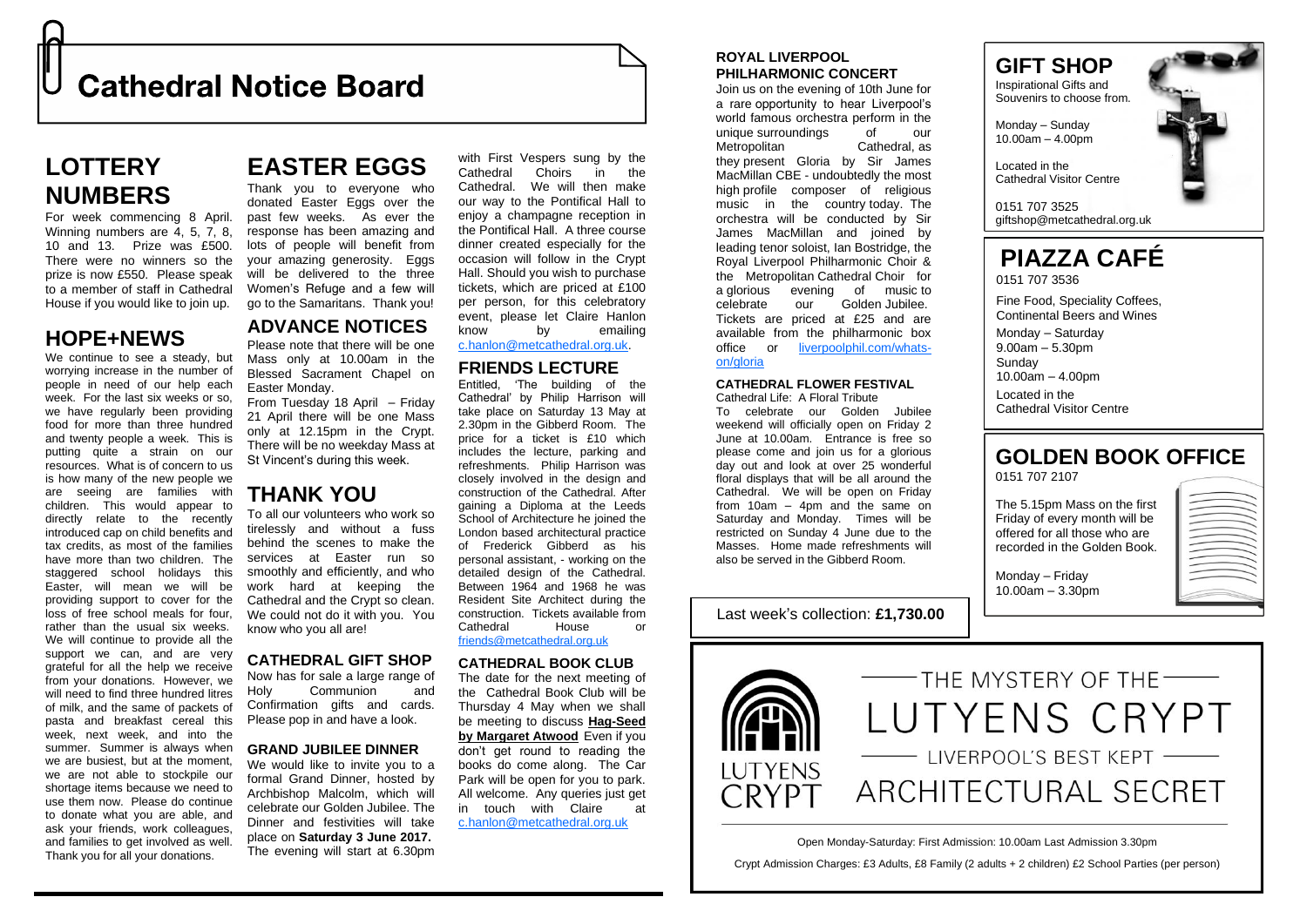# Cathedral Notice Board

## LOTTERY NUMBERS

For week commencing 8 April. Winning numbers are 4, 5, 7, 8, 10 and 13. Prize was £500. There were no winners so the prize is now £550. Please speak to a member of staff in Cathedral House if you would like to join up.

## HOPE+NEWS

We continue to see a steady, but worrying increase in the number of people in need of our help each week. For the last six weeks or so, we have regularly been providing food for more than three hundred and twenty people a week. This is putting quite a strain on our resources. What is of concern to us is how many of the new people we are seeing are families with children. This would appear to directly relate to the recently introduced cap on child benefits and tax credits, as most of the families have more than two children. The staggered school holidays this Easter, will mean we will be providing support to cover for the loss of free school meals for four, rather than the usual six weeks. We will continue to provide all the support we can, and are very grateful for all the help we receive from your donations. However, we will need to find three hundred litres of milk, and the same of packets of pasta and breakfast cereal this week, next week, and into the summer. Summer is always when we are busiest, but at the moment, we are not able to stockpile our shortage items because we need to use them now. Please do continue to donate what you are able, and ask your friends, work colleagues, and families to get involved as well. Thank you for all your donations.

## EASTER EGGS

Thank you to everyone who donated Easter Eggs over the past few weeks. As ever the response has been amazing and lots of people will benefit from your amazing generosity. Eggs will be delivered to the three Women's Refuge and a few will go to the Samaritans. Thank you!

## ADVANCE NOTICES

Please note that there will be one Mass only at 10.00am in the Blessed Sacrament Chapel on Easter Monday.

From Tuesday 18 April – Friday 21 April there will be one Mass only at 12.15pm in the Crypt. There will be no weekday Mass at St Vincent's during this week.

## THANK YOU

To all our volunteers who work so tirelessly and without a fuss behind the scenes to make the services at Easter run so smoothly and efficiently, and who work hard at keeping the Cathedral and the Crypt so clean. We could not do it with you. You know who you all are!

### CATHEDRAL GIFT SHOP

Now has for sale a large range of Holy Communion and Confirmation gifts and cards. Please pop in and have a look.

### GRAND JUBILEE DINNER

We would like to invite you to a formal Grand Dinner, hosted by Archbishop Malcolm, which will celebrate our Golden Jubilee. The Dinner and festivities will take place on **Saturday 3 June 2017.** The evening will start at 6.30pm with First Vespers sung by the Cathedral Choirs in the Cathedral. We will then make our way to the Pontifical Hall to enjoy a champagne reception in the Pontifical Hall. A three course dinner created especially for the occasion will follow in the Crypt Hall. Should you wish to purchase tickets, which are priced at £100 per person, for this celebratory event, please let Claire Hanlon know by emailing c.hanlon@metcathedral.org.uk.

## FRIENDS LECTURE

Entitled, 'The building of the Cathedral' by Philip Harrison will take place on Saturday 13 May at 2.30pm in the Gibberd Room. The price for a ticket is £10 which includes the lecture, parking and refreshments. Philip Harrison was closely involved in the design and construction of the Cathedral. After gaining a Diploma at the Leeds School of Architecture he joined the London based architectural practice of Frederick Gibberd as his personal assistant, - working on the detailed design of the Cathedral. Between 1964 and 1968 he was Resident Site Architect during the construction. Tickets available from Cathedral House or friends@metcathedral.org.uk

### CATHEDRAL BOOK CLUB

The date for the next meeting of the Cathedral Book Club will be Thursday 4 May when we shall be meeting to discuss **Hag-Seed by Margaret Atwood** Even if you don't get round to reading the books do come along. The Car Park will be open for you to park. All welcome. Any queries just get in touch with Claire at c.hanlon@metcathedral.org.uk

### ROYAL LIVERPOOL PHILHARMONIC CONCERT

Join us on the evening of 10th June for a rare opportunity to hear Liverpool's world famous orchestra perform in the unique surroundings of our Metropolitan Cathedral, as they present Gloria by Sir James MacMillan CBE - undoubtedly the most high profile composer of religious music in the country today. The orchestra will be conducted by Sir James MacMillan and joined by leading tenor soloist, Ian Bostridge, the Royal Liverpool Philharmonic Choir & the Metropolitan Cathedral Choir for a glorious evening of music to celebrate our Golden Jubilee. Tickets are priced at £25 and are available from the philharmonic box office or liverpoolphil.com/whats-on/gloria

### CATHEDRAL FLOWER FESTIVAL

Cathedral Life: A Floral Tribute

To celebrate our Golden Jubilee weekend will officially open on Friday 2 June at 10.00am. Entrance is free so please come and join us for a glorious day out and look at over 25 wonderful floral displays that will be all around the Cathedral. We will be open on Friday from 10am – 4pm and the same on Saturday and Monday. Times will be restricted on Sunday 4 June due to the Masses. Home made refreshments will also be served in the Gibberd Room.

Last week's collection: **£1,730.00**

## GIFT SHOP

Inspirational Gifts and Souvenirs to choose from.

Monday – Sunday
10.00am – 4.00pm

Located in the Cathedral Visitor Centre

0151 707 3525
giftshop@metcathedral.org.uk

## PIAZZA CAFÉ

0151 707 3536

Fine Food, Speciality Coffees, Continental Beers and Wines

Monday – Saturday
9.00am – 5.30pm
Sunday
10.00am – 4.00pm

Located in the Cathedral Visitor Centre

## GOLDEN BOOK OFFICE

0151 707 2107

The 5.15pm Mass on the first Friday of every month will be offered for all those who are recorded in the Golden Book.

Monday – Friday
10.00am – 3.30pm

LUTYENS CRYPT

THE MYSTERY OF THE LUTYENS CRYPT

LIVERPOOL'S BEST KEPT ARCHITECTURAL SECRET

Open Monday-Saturday: First Admission: 10.00am Last Admission 3.30pm

Crypt Admission Charges: £3 Adults, £8 Family (2 adults + 2 children) £2 School Parties (per person)